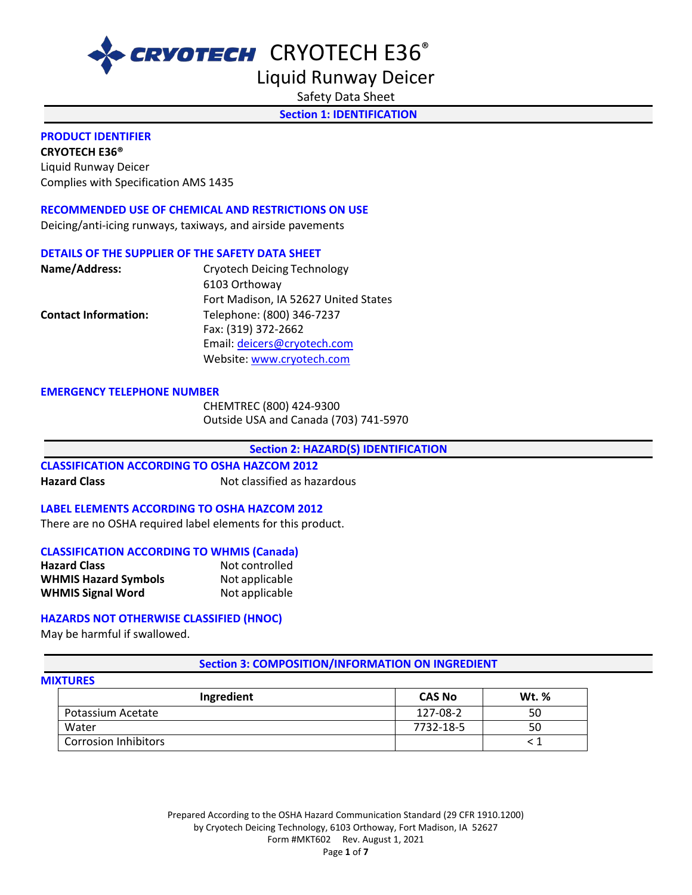# CRYOTECH E36®

## Liquid Runway Deicer

Safety Data Sheet

## Section 1: IDENTIFICATION

### PRODUCT IDENTIFIER

**CRYOTECH E36®**
Liquid Runway Deicer
Complies with Specification AMS 1435

### RECOMMENDED USE OF CHEMICAL AND RESTRICTIONS ON USE

Deicing/anti-icing runways, taxiways, and airside pavements

### DETAILS OF THE SUPPLIER OF THE SAFETY DATA SHEET

**Name/Address:** Cryotech Deicing Technology
6103 Orthoway
Fort Madison, IA 52627 United States

**Contact Information:** Telephone: (800) 346-7237
Fax: (319) 372-2662
Email: deicers@cryotech.com
Website: www.cryotech.com

### EMERGENCY TELEPHONE NUMBER

CHEMTREC (800) 424-9300
Outside USA and Canada (703) 741-5970

## Section 2: HAZARD(S) IDENTIFICATION

### CLASSIFICATION ACCORDING TO OSHA HAZCOM 2012

**Hazard Class** Not classified as hazardous

### LABEL ELEMENTS ACCORDING TO OSHA HAZCOM 2012

There are no OSHA required label elements for this product.

### CLASSIFICATION ACCORDING TO WHMIS (Canada)

**Hazard Class** Not controlled
**WHMIS Hazard Symbols** Not applicable
**WHMIS Signal Word** Not applicable

### HAZARDS NOT OTHERWISE CLASSIFIED (HNOC)

May be harmful if swallowed.

## Section 3: COMPOSITION/INFORMATION ON INGREDIENT

### MIXTURES

| Ingredient | CAS No | Wt. % |
|---|---|---|
| Potassium Acetate | 127-08-2 | 50 |
| Water | 7732-18-5 | 50 |
| Corrosion Inhibitors | | < 1 |

Prepared According to the OSHA Hazard Communication Standard (29 CFR 1910.1200)
by Cryotech Deicing Technology, 6103 Orthoway, Fort Madison, IA 52627
Form #MKT602 Rev. August 1, 2021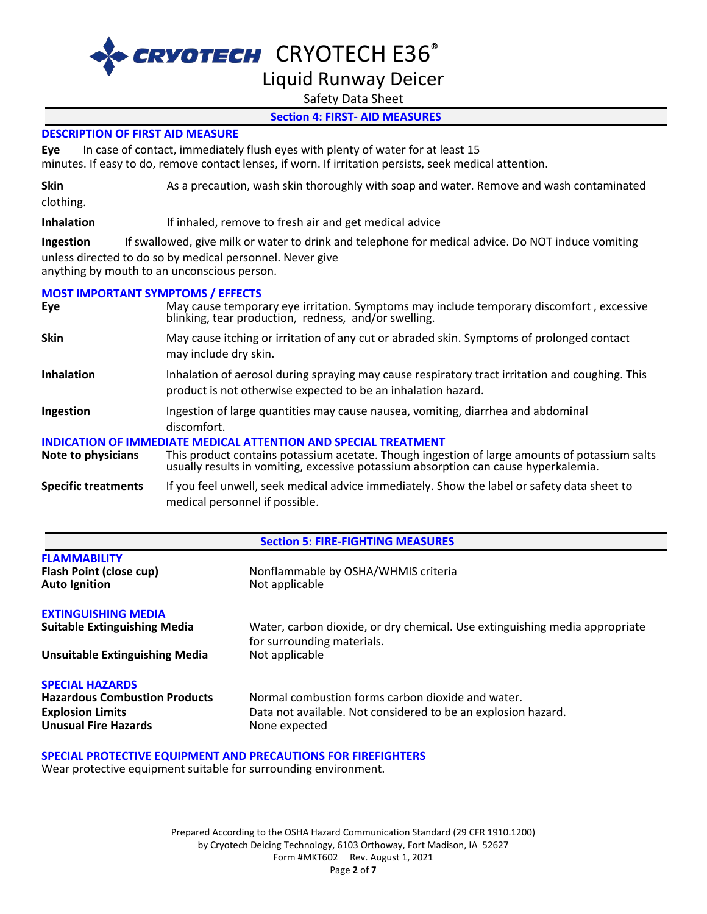## Section 4: FIRST- AID MEASURES

### DESCRIPTION OF FIRST AID MEASURE

**Eye** In case of contact, immediately flush eyes with plenty of water for at least 15 minutes. If easy to do, remove contact lenses, if worn. If irritation persists, seek medical attention.

**Skin** As a precaution, wash skin thoroughly with soap and water. Remove and wash contaminated clothing.

**Inhalation** If inhaled, remove to fresh air and get medical advice

**Ingestion** If swallowed, give milk or water to drink and telephone for medical advice. Do NOT induce vomiting unless directed to do so by medical personnel. Never give anything by mouth to an unconscious person.

### MOST IMPORTANT SYMPTOMS / EFFECTS

**Eye** May cause temporary eye irritation. Symptoms may include temporary discomfort , excessive blinking, tear production, redness, and/or swelling.

**Skin** May cause itching or irritation of any cut or abraded skin. Symptoms of prolonged contact may include dry skin.

**Inhalation** Inhalation of aerosol during spraying may cause respiratory tract irritation and coughing. This product is not otherwise expected to be an inhalation hazard.

**Ingestion** Ingestion of large quantities may cause nausea, vomiting, diarrhea and abdominal discomfort.

### INDICATION OF IMMEDIATE MEDICAL ATTENTION AND SPECIAL TREATMENT

**Note to physicians** This product contains potassium acetate. Though ingestion of large amounts of potassium salts usually results in vomiting, excessive potassium absorption can cause hyperkalemia.

**Specific treatments** If you feel unwell, seek medical advice immediately. Show the label or safety data sheet to medical personnel if possible.

## Section 5: FIRE-FIGHTING MEASURES

### FLAMMABILITY

**Flash Point (close cup)** Nonflammable by OSHA/WHMIS criteria

**Auto Ignition** Not applicable

### EXTINGUISHING MEDIA

**Suitable Extinguishing Media** Water, carbon dioxide, or dry chemical. Use extinguishing media appropriate for surrounding materials.

**Unsuitable Extinguishing Media** Not applicable

### SPECIAL HAZARDS

**Hazardous Combustion Products** Normal combustion forms carbon dioxide and water.

**Explosion Limits** Data not available. Not considered to be an explosion hazard.

**Unusual Fire Hazards** None expected

### SPECIAL PROTECTIVE EQUIPMENT AND PRECAUTIONS FOR FIREFIGHTERS

Wear protective equipment suitable for surrounding environment.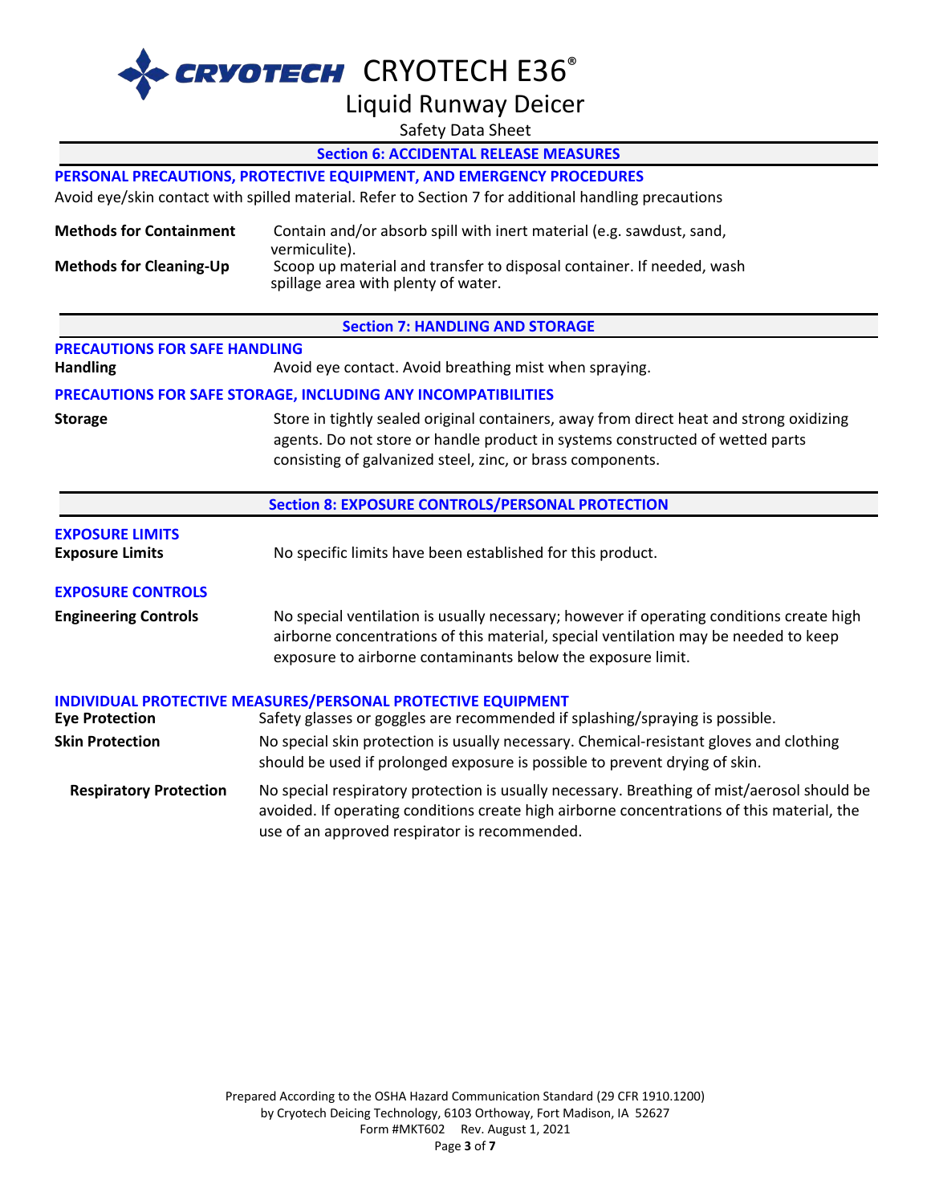## Section 6: ACCIDENTAL RELEASE MEASURES

### PERSONAL PRECAUTIONS, PROTECTIVE EQUIPMENT, AND EMERGENCY PROCEDURES

Avoid eye/skin contact with spilled material. Refer to Section 7 for additional handling precautions

**Methods for Containment** Contain and/or absorb spill with inert material (e.g. sawdust, sand, vermiculite).

**Methods for Cleaning-Up** Scoop up material and transfer to disposal container. If needed, wash spillage area with plenty of water.

## Section 7: HANDLING AND STORAGE

### PRECAUTIONS FOR SAFE HANDLING

**Handling** Avoid eye contact. Avoid breathing mist when spraying.

### PRECAUTIONS FOR SAFE STORAGE, INCLUDING ANY INCOMPATIBILITIES

**Storage** Store in tightly sealed original containers, away from direct heat and strong oxidizing agents. Do not store or handle product in systems constructed of wetted parts consisting of galvanized steel, zinc, or brass components.

## Section 8: EXPOSURE CONTROLS/PERSONAL PROTECTION

### EXPOSURE LIMITS

**Exposure Limits** No specific limits have been established for this product.

### EXPOSURE CONTROLS

**Engineering Controls** No special ventilation is usually necessary; however if operating conditions create high airborne concentrations of this material, special ventilation may be needed to keep exposure to airborne contaminants below the exposure limit.

### INDIVIDUAL PROTECTIVE MEASURES/PERSONAL PROTECTIVE EQUIPMENT

**Eye Protection** Safety glasses or goggles are recommended if splashing/spraying is possible.

**Skin Protection** No special skin protection is usually necessary. Chemical-resistant gloves and clothing should be used if prolonged exposure is possible to prevent drying of skin.

**Respiratory Protection** No special respiratory protection is usually necessary. Breathing of mist/aerosol should be avoided. If operating conditions create high airborne concentrations of this material, the use of an approved respirator is recommended.

Prepared According to the OSHA Hazard Communication Standard (29 CFR 1910.1200)
by Cryotech Deicing Technology, 6103 Orthoway, Fort Madison, IA 52627
Form #MKT602 Rev. August 1, 2021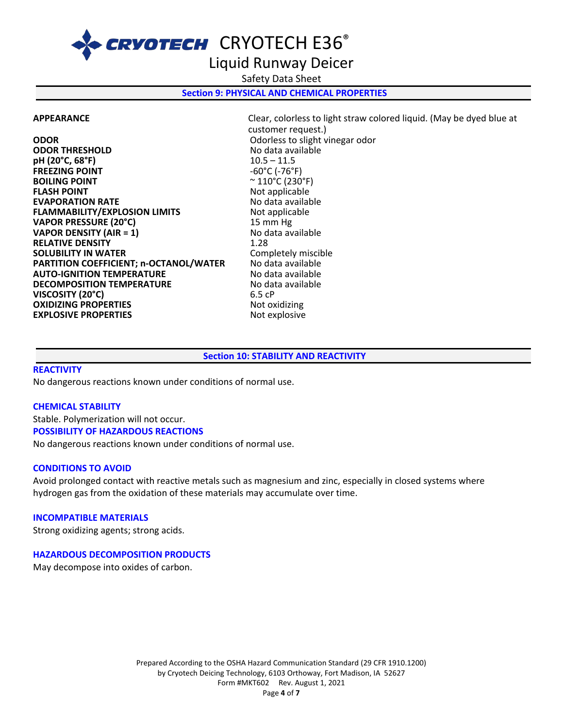## Section 9: PHYSICAL AND CHEMICAL PROPERTIES

| | |
|---|---|
| **APPEARANCE** | Clear, colorless to light straw colored liquid. (May be dyed blue at customer request.) |
| **ODOR** | Odorless to slight vinegar odor |
| **ODOR THRESHOLD** | No data available |
| **pH (20°C, 68°F)** | 10.5 – 11.5 |
| **FREEZING POINT** | -60°C (-76°F) |
| **BOILING POINT** | ~ 110°C (230°F) |
| **FLASH POINT** | Not applicable |
| **EVAPORATION RATE** | No data available |
| **FLAMMABILITY/EXPLOSION LIMITS** | Not applicable |
| **VAPOR PRESSURE (20°C)** | 15 mm Hg |
| **VAPOR DENSITY (AIR = 1)** | No data available |
| **RELATIVE DENSITY** | 1.28 |
| **SOLUBILITY IN WATER** | Completely miscible |
| **PARTITION COEFFICIENT; n-OCTANOL/WATER** | No data available |
| **AUTO-IGNITION TEMPERATURE** | No data available |
| **DECOMPOSITION TEMPERATURE** | No data available |
| **VISCOSITY (20°C)** | 6.5 cP |
| **OXIDIZING PROPERTIES** | Not oxidizing |
| **EXPLOSIVE PROPERTIES** | Not explosive |

## Section 10: STABILITY AND REACTIVITY

### REACTIVITY

No dangerous reactions known under conditions of normal use.

### CHEMICAL STABILITY

Stable. Polymerization will not occur.

### POSSIBILITY OF HAZARDOUS REACTIONS

No dangerous reactions known under conditions of normal use.

### CONDITIONS TO AVOID

Avoid prolonged contact with reactive metals such as magnesium and zinc, especially in closed systems where hydrogen gas from the oxidation of these materials may accumulate over time.

### INCOMPATIBLE MATERIALS

Strong oxidizing agents; strong acids.

### HAZARDOUS DECOMPOSITION PRODUCTS

May decompose into oxides of carbon.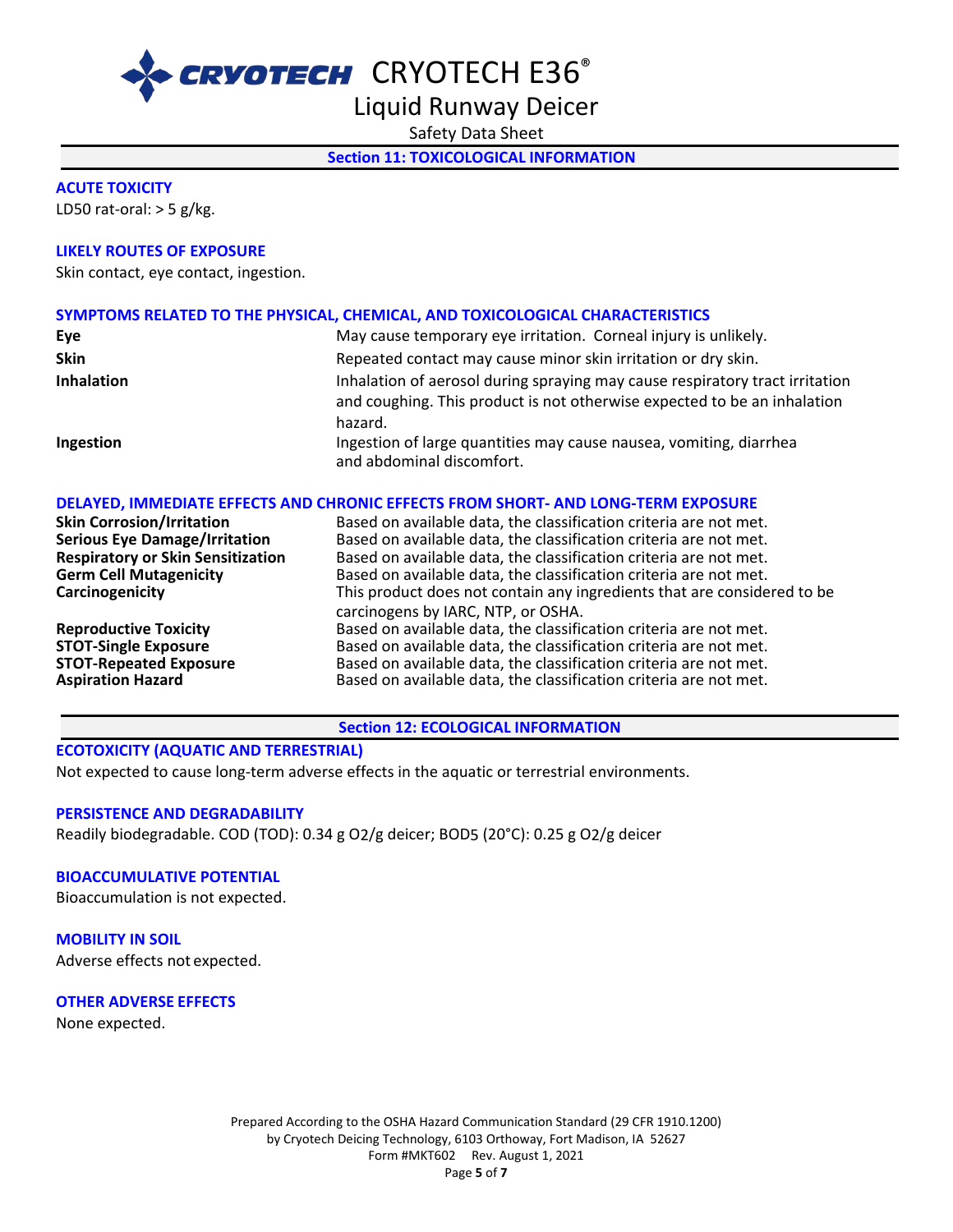## Section 11: TOXICOLOGICAL INFORMATION

### ACUTE TOXICITY

LD50 rat-oral: > 5 g/kg.

### LIKELY ROUTES OF EXPOSURE

Skin contact, eye contact, ingestion.

### SYMPTOMS RELATED TO THE PHYSICAL, CHEMICAL, AND TOXICOLOGICAL CHARACTERISTICS

| | |
|---|---|
| **Eye** | May cause temporary eye irritation. Corneal injury is unlikely. |
| **Skin** | Repeated contact may cause minor skin irritation or dry skin. |
| **Inhalation** | Inhalation of aerosol during spraying may cause respiratory tract irritation and coughing. This product is not otherwise expected to be an inhalation hazard. |
| **Ingestion** | Ingestion of large quantities may cause nausea, vomiting, diarrhea and abdominal discomfort. |

### DELAYED, IMMEDIATE EFFECTS AND CHRONIC EFFECTS FROM SHORT- AND LONG-TERM EXPOSURE

| | |
|---|---|
| **Skin Corrosion/Irritation** | Based on available data, the classification criteria are not met. |
| **Serious Eye Damage/Irritation** | Based on available data, the classification criteria are not met. |
| **Respiratory or Skin Sensitization** | Based on available data, the classification criteria are not met. |
| **Germ Cell Mutagenicity** | Based on available data, the classification criteria are not met. |
| **Carcinogenicity** | This product does not contain any ingredients that are considered to be carcinogens by IARC, NTP, or OSHA. |
| **Reproductive Toxicity** | Based on available data, the classification criteria are not met. |
| **STOT-Single Exposure** | Based on available data, the classification criteria are not met. |
| **STOT-Repeated Exposure** | Based on available data, the classification criteria are not met. |
| **Aspiration Hazard** | Based on available data, the classification criteria are not met. |

## Section 12: ECOLOGICAL INFORMATION

### ECOTOXICITY (AQUATIC AND TERRESTRIAL)

Not expected to cause long-term adverse effects in the aquatic or terrestrial environments.

### PERSISTENCE AND DEGRADABILITY

Readily biodegradable. COD (TOD): 0.34 g $O_2$/g deicer; BOD5 (20°C): 0.25 g $O_2$/g deicer

### BIOACCUMULATIVE POTENTIAL

Bioaccumulation is not expected.

### MOBILITY IN SOIL

Adverse effects not expected.

### OTHER ADVERSE EFFECTS

None expected.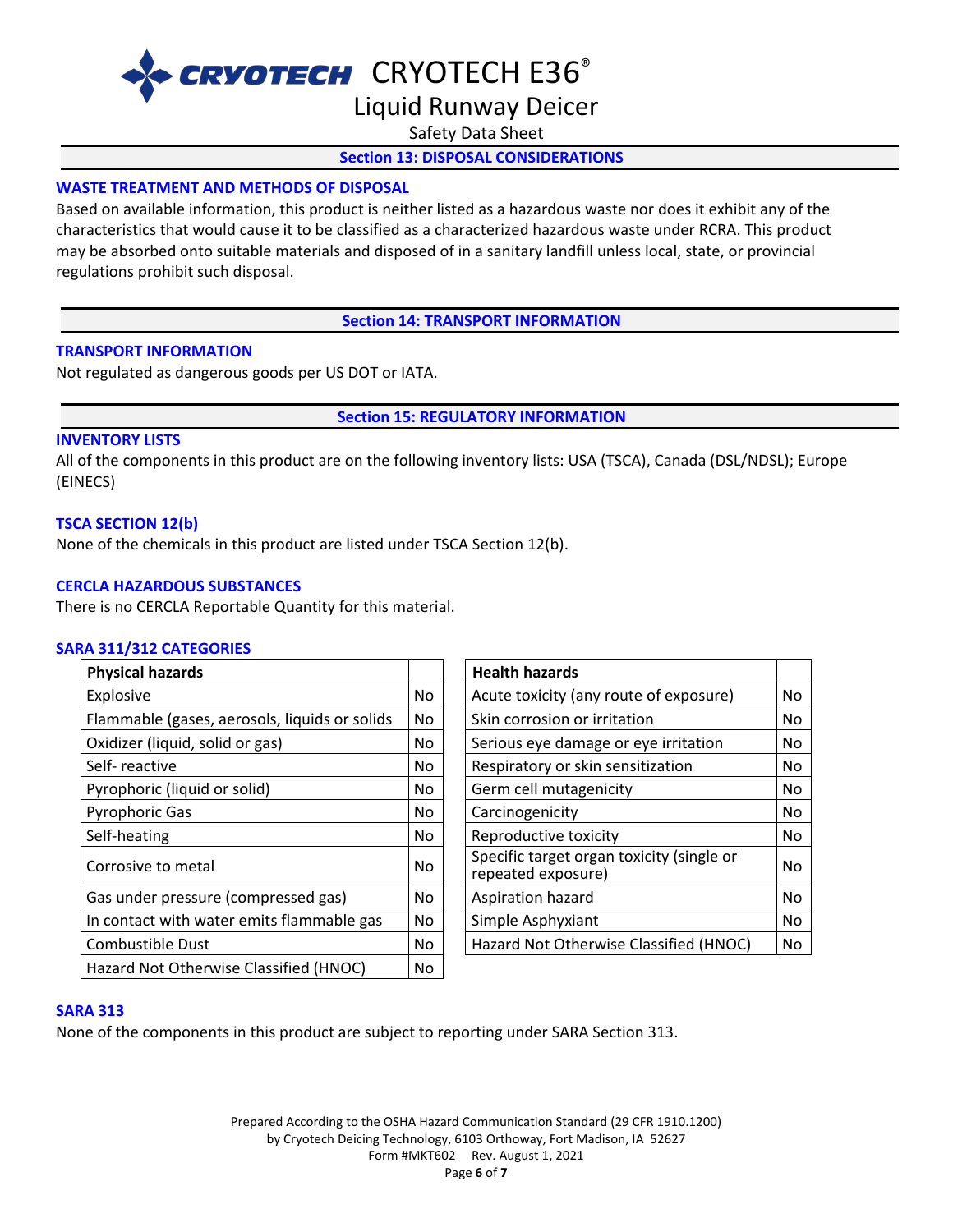## Section 13: DISPOSAL CONSIDERATIONS

### WASTE TREATMENT AND METHODS OF DISPOSAL

Based on available information, this product is neither listed as a hazardous waste nor does it exhibit any of the characteristics that would cause it to be classified as a characterized hazardous waste under RCRA. This product may be absorbed onto suitable materials and disposed of in a sanitary landfill unless local, state, or provincial regulations prohibit such disposal.

## Section 14: TRANSPORT INFORMATION

### TRANSPORT INFORMATION

Not regulated as dangerous goods per US DOT or IATA.

## Section 15: REGULATORY INFORMATION

### INVENTORY LISTS

All of the components in this product are on the following inventory lists: USA (TSCA), Canada (DSL/NDSL); Europe (EINECS)

### TSCA SECTION 12(b)

None of the chemicals in this product are listed under TSCA Section 12(b).

### CERCLA HAZARDOUS SUBSTANCES

There is no CERCLA Reportable Quantity for this material.

### SARA 311/312 CATEGORIES

| Physical hazards | |
|---|---|
| Explosive | No |
| Flammable (gases, aerosols, liquids or solids | No |
| Oxidizer (liquid, solid or gas) | No |
| Self- reactive | No |
| Pyrophoric (liquid or solid) | No |
| Pyrophoric Gas | No |
| Self-heating | No |
| Corrosive to metal | No |
| Gas under pressure (compressed gas) | No |
| In contact with water emits flammable gas | No |
| Combustible Dust | No |
| Hazard Not Otherwise Classified (HNOC) | No |

| Health hazards | |
|---|---|
| Acute toxicity (any route of exposure) | No |
| Skin corrosion or irritation | No |
| Serious eye damage or eye irritation | No |
| Respiratory or skin sensitization | No |
| Germ cell mutagenicity | No |
| Carcinogenicity | No |
| Reproductive toxicity | No |
| Specific target organ toxicity (single or repeated exposure) | No |
| Aspiration hazard | No |
| Simple Asphyxiant | No |
| Hazard Not Otherwise Classified (HNOC) | No |

### SARA 313

None the components in this product are subject to reporting under SARA Section 313.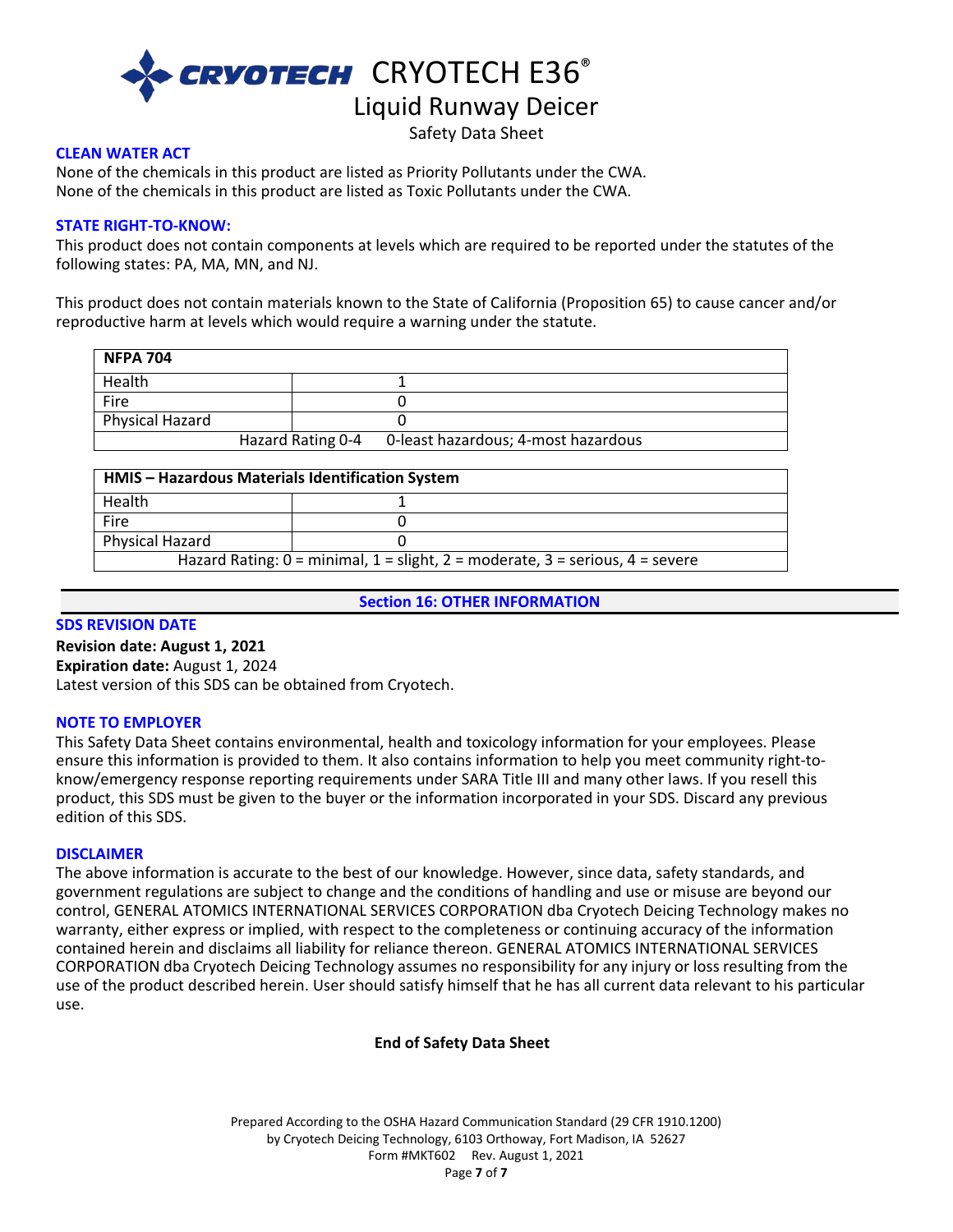### CLEAN WATER ACT

None of the chemicals in this product are listed as Priority Pollutants under the CWA.
None of the chemicals in this product are listed as Toxic Pollutants under the CWA.

### STATE RIGHT-TO-KNOW:

This product does not contain components at levels which are required to be reported under the statutes of the following states: PA, MA, MN, and NJ.

This product does not contain materials known to the State of California (Proposition 65) to cause cancer and/or reproductive harm at levels which would require a warning under the statute.

| **NFPA 704** | |
|---|---|
| Health | 1 |
| Fire | 0 |
| Physical Hazard | 0 |
| Hazard Rating 0-4 | 0-least hazardous; 4-most hazardous |

| **HMIS – Hazardous Materials Identification System** | |
|---|---|
| Health | 1 |
| Fire | 0 |
| Physical Hazard | 0 |
| Hazard Rating: 0 = minimal, 1 = slight, 2 = moderate, 3 = serious, 4 = severe | |

## Section 16: OTHER INFORMATION

### SDS REVISION DATE

**Revision date: August 1, 2021**
**Expiration date:** August 1, 2024
Latest version of this SDS can be obtained from Cryotech.

### NOTE TO EMPLOYER

This Safety Data Sheet contains environmental, health and toxicology information for your employees. Please ensure this information is provided to them. It also contains information to help you meet community right-to-know/emergency response reporting requirements under SARA Title III and many other laws. If you resell this product, this SDS must be given to the buyer or the information incorporated in your SDS. Discard any previous edition of this SDS.

### DISCLAIMER

The above information is accurate to the best of our knowledge. However, since data, safety standards, and government regulations are subject to change and the conditions of handling and use or misuse are beyond our control, GENERAL ATOMICS INTERNATIONAL SERVICES CORPORATION dba Cryotech Deicing Technology makes no warranty, either express or implied, with respect to the completeness or continuing accuracy of the information contained herein and disclaims all liability for reliance thereon. GENERAL ATOMICS INTERNATIONAL SERVICES CORPORATION dba Cryotech Deicing Technology assumes no responsibility for any injury or loss resulting from the use of the product described herein. User should satisfy himself that he has all current data relevant to his particular use.

**End of Safety Data Sheet**